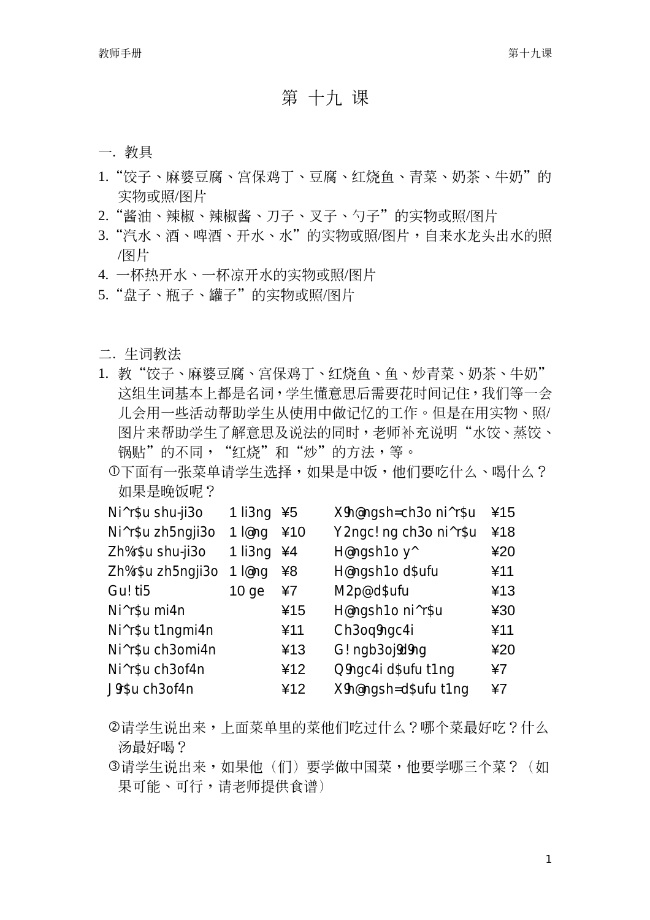# 第 十九 课

一. 教具

1. “饺子、麻婆豆腐、宫保鸡丁、豆腐、红烧鱼、青菜、奶茶、牛奶”的实物或照/图片
2. “酱油、辣椒、辣椒酱、刀子、叉子、勺子”的实物或照/图片
3. “汽水、酒、啤酒、开水、水”的实物或照/图片，自来水龙头出水的照/图片
4. 一杯热开水、一杯凉开水的实物或照/图片
5. “盘子、瓶子、罐子”的实物或照/图片

二. 生词教法

1. 教“饺子、麻婆豆腐、宫保鸡丁、红烧鱼、鱼、炒青菜、奶茶、牛奶”这组生词基本上都是名词，学生懂意思后需要花时间记住，我们等一会儿会用一些活动帮助学生从使用中做记忆的工作。但是在用实物、照/图片来帮助学生了解意思及说法的同时，老师补充说明“水饺、蒸饺、锅贴”的不同，“红烧”和“炒”的方法，等。

   ①下面有一张菜单请学生选择，如果是中饭，他们要吃什么、喝什么？如果是晚饭呢？

| | | | | |
|---|---|---|---|---|
| Ni^r$u shu-ji3o | 1 li3ng | ¥5 | X9h@ngsh=ch3o ni^r$u | ¥15 |
| Ni^r$u zh5ngji3o | 1 l@ng | ¥10 | Y2ngc! ng ch3o ni^r$u | ¥18 |
| Zh%r$u shu-ji3o | 1 li3ng | ¥4 | H@ngsh1o y^ | ¥20 |
| Zh%r$u zh5ngji3o | 1 l@ng | ¥8 | H@ngsh1o d$ufu | ¥11 |
| Gu! ti5 | 10 ge | ¥7 | M2p@d$ufu | ¥13 |
| Ni^r$u mi4n | | ¥15 | H@ngsh1o ni^r$u | ¥30 |
| Ni^r$u t1ngmi4n | | ¥11 | Ch3oq9ngc4i | ¥11 |
| Ni^r$u ch3omi4n | | ¥13 | G! ngb3oj9d9ng | ¥20 |
| Ni^r$u ch3of4n | | ¥12 | Q9ngc4i d$ufu t1ng | ¥7 |
| J9r$u ch3of4n | | ¥12 | X9h@ngsh=d$ufu t1ng | ¥7 |

   ②请学生说出来，上面菜单里的菜他们吃过什么？哪个菜最好吃？什么汤最好喝？

   ③请学生说出来，如果他（们）要学做中国菜，他要学哪三个菜？（如果可能、可行，请老师提供食谱）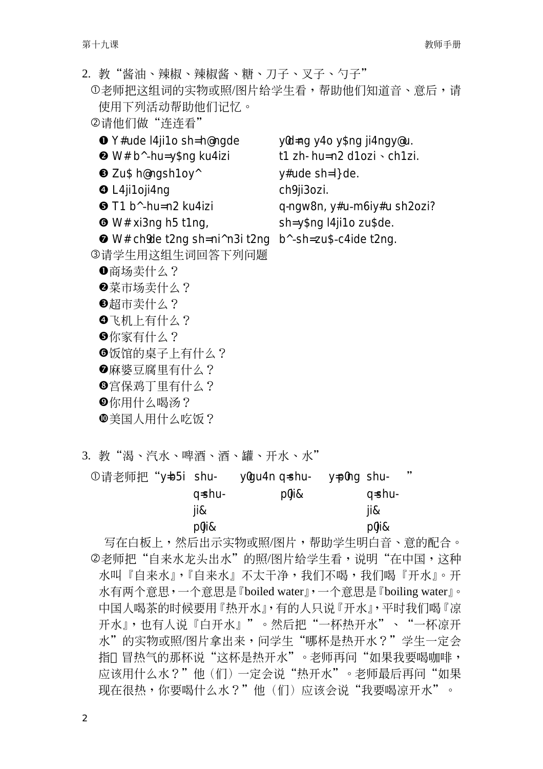2. 教“酱油、辣椒、辣椒酱、糖、刀子、叉子、勺子”

①老师把这组词的实物或照/图片给学生看，帮助他们知道音、意后，请使用下列活动帮助他们记忆。

②请他们做“连连看”

| | |
|---|---|
| ❶ Y#ude l4ji1o sh=h@ngde | y0d=ng y4o y$ng ji4ngy@u. |
| ❷ W# b^-hu=y$ng ku4izi | t1 zh- hu=n2 d1ozi、ch1zi. |
| ❸ Zu$ h@ngsh1oy^ | y#ude sh=l}de. |
| ❹ L4ji1oji4ng | ch9ji3ozi. |
| ❺ T1 b^-hu=n2 ku4izi | q-ngw8n, y#u-m6iy#u sh2ozi? |
| ❻ W# xi3ng h5 t1ng, | sh=y$ng l4ji1o zu$de. |
| ❼ W# ch9de t2ng sh=ni^n3i t2ng | b^-sh=zu$-c4ide t2ng. |

③请学生用这组生词回答下列问题

❶商场卖什么？
❷菜市场卖什么？
❸超市卖什么？
❹飞机上有什么？
❺你家有什么？
❻饭馆的桌子上有什么？
❼麻婆豆腐里有什么？
❽宫保鸡丁里有什么？
❾你用什么喝汤？
❿美国人用什么吃饭？

3. 教“渴、汽水、啤酒、酒、罐、开水、水”

①请老师把“y=b5i shu- y0gu4n q=shu- y=p0ng shu- ”
q=shu- p0ji& q=shu-
ji& ji&
p0ji& p0ji&

写在白板上，然后出示实物或照/图片，帮助学生明白音、意的配合。

②老师把“自来水龙头出水”的照/图片给学生看，说明“在中国，这种水叫『自来水』，『自来水』不太干净，我们不喝，我们喝『开水』。开水有两个意思，一个意思是『boiled water』，一个意思是『boiling water』。中国人喝茶的时候要用『热开水』，有的人只说『开水』，平时我们喝『凉开水』，也有人说『白开水』”。然后把“一杯热开水”、“一杯凉开水”的实物或照/图片拿出来，问学生“哪杯是热开水？”学生一定会指 冒热气的那杯说“这杯是热开水”。老师再问“如果我要喝咖啡，应该用什么水？”他（们）一定会说“热开水”。老师最后再问“如果现在很热，你要喝什么水？”他（们）应该会说“我要喝凉开水”。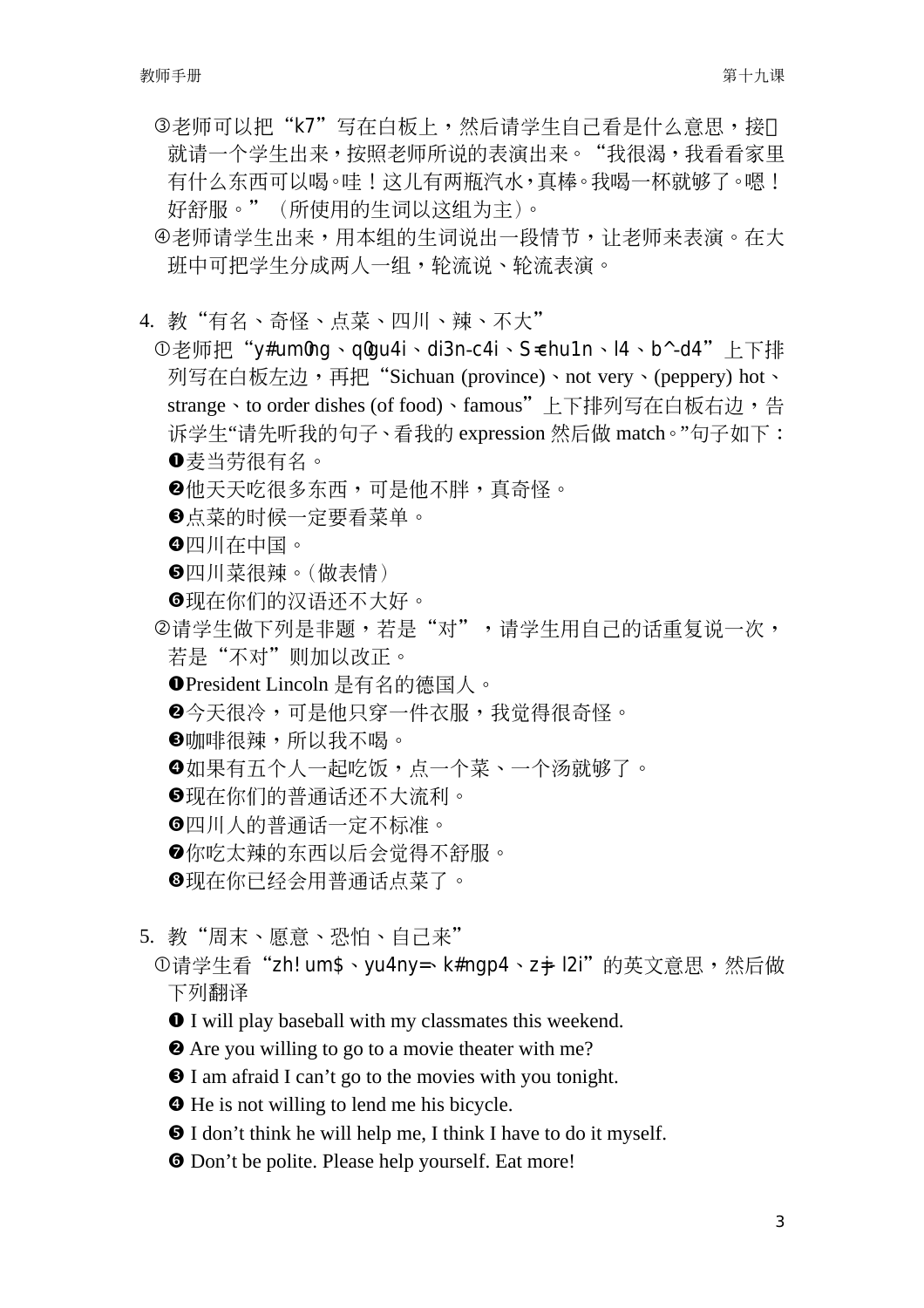③老师可以把“k7”写在白板上，然后请学生自己看是什么意思，接□就请一个学生出来，按照老师所说的表演出来。“我很渴，我看看家里有什么东西可以喝。哇！这儿有两瓶汽水，真棒。我喝一杯就够了。嗯！好舒服。”（所使用的生词以这组为主）。

④老师请学生出来，用本组的生词说出一段情节，让老师来表演。在大班中可把学生分成两人一组，轮流说、轮流表演。

4. 教“有名、奇怪、点菜、四川、辣、不大”

①老师把“y#um0ng、q0gu4i、di3n-c4i、S≠hu1n、l4、b^-d4”上下排列写在白板左边，再把“Sichuan (province)、not very、(peppery) hot、strange、to order dishes (of food)、famous”上下排列写在白板右边，告诉学生“请先听我的句子、看我的 expression 然后做 match。”句子如下：

❶麦当劳很有名。

❷他天天吃很多东西，可是他不胖，真奇怪。

❸点菜的时候一定要看菜单。

❹四川在中国。

❺四川菜很辣。（做表情）

❻现在你们的汉语还不大好。

②请学生做下列是非题，若是“对”，请学生用自己的话重复说一次，若是“不对”则加以改正。

❶President Lincoln 是有名的德国人。

❷今天很冷，可是他只穿一件衣服，我觉得很奇怪。

❸咖啡很辣，所以我不喝。

❹如果有五个人一起吃饭，点一个菜、一个汤就够了。

❺现在你们的普通话还不大流利。

❻四川人的普通话一定不标准。

❼你吃太辣的东西以后会觉得不舒服。

❽现在你已经会用普通话点菜了。

5. 教“周末、愿意、恐怕、自己来”

①请学生看“zh!um$、yu4ny=、k#ngp4、z手l2i”的英文意思，然后做下列翻译

❶ I will play baseball with my classmates this weekend.

❷ Are you willing to go to a movie theater with me?

❸ I am afraid I can’t go to the movies with you tonight.

❹ He is not willing to lend me his bicycle.

❺ I don’t think he will help me, I think I have to do it myself.

❻ Don’t be polite. Please help yourself. Eat more!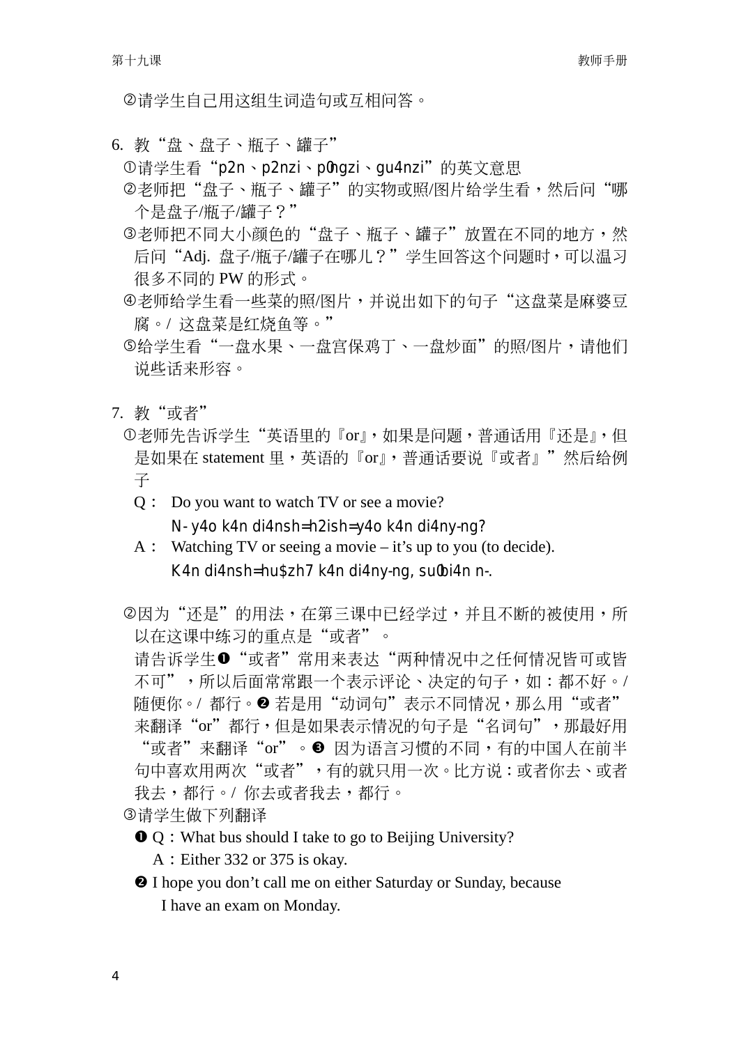②请学生自己用这组生词造句或互相问答。

6. 教“盘、盘子、瓶子、罐子”

①请学生看“p2n、p2nzi、p0ngzi、gu4nzi”的英文意思

②老师把“盘子、瓶子、罐子”的实物或照/图片给学生看，然后问“哪个是盘子/瓶子/罐子？”

③老师把不同大小颜色的“盘子、瓶子、罐子”放置在不同的地方，然后问“Adj. 盘子/瓶子/罐子在哪儿？”学生回答这个问题时，可以温习很多不同的 PW 的形式。

④老师给学生看一些菜的照/图片，并说出如下的句子“这盘菜是麻婆豆腐。/ 这盘菜是红烧鱼等。”

⑤给学生看“一盘水果、一盘宫保鸡丁、一盘炒面”的照/图片，请他们说些话来形容。

7. 教“或者”

①老师先告诉学生“英语里的『or』，如果是问题，普通话用『还是』，但是如果在 statement 里，英语的『or』，普通话要说『或者』”然后给例子

Q： Do you want to watch TV or see a movie?
　　N- y4o k4n di4nsh=h2ish=y4o k4n di4ny-ng?

A： Watching TV or seeing a movie – it’s up to you (to decide).
　　K4n di4nsh=hu$zh7 k4n di4ny-ng, su0bi4n n-.

②因为“还是”的用法，在第三课中已经学过，并且不断的被使用，所以在这课中练习的重点是“或者”。

请告诉学生❶“或者”常用来表达“两种情况中之任何情况皆可或皆不可”，所以后面常常跟一个表示评论、决定的句子，如：都不好。/ 随便你。/ 都行。❷ 若是用“动词句”表示不同情况，那么用“或者”来翻译“or”都行，但是如果表示情况的句子是“名词句”，那最好用“或者”来翻译“or”。❸ 因为语言习惯的不同，有的中国人在前半句中喜欢用两次“或者”，有的就只用一次。比方说：或者你去、或者我去，都行。/ 你去或者我去，都行。

③请学生做下列翻译

❶ Q：What bus should I take to go to Beijing University?
　A：Either 332 or 375 is okay.

❷ I hope you don’t call me on either Saturday or Sunday, because I have an exam on Monday.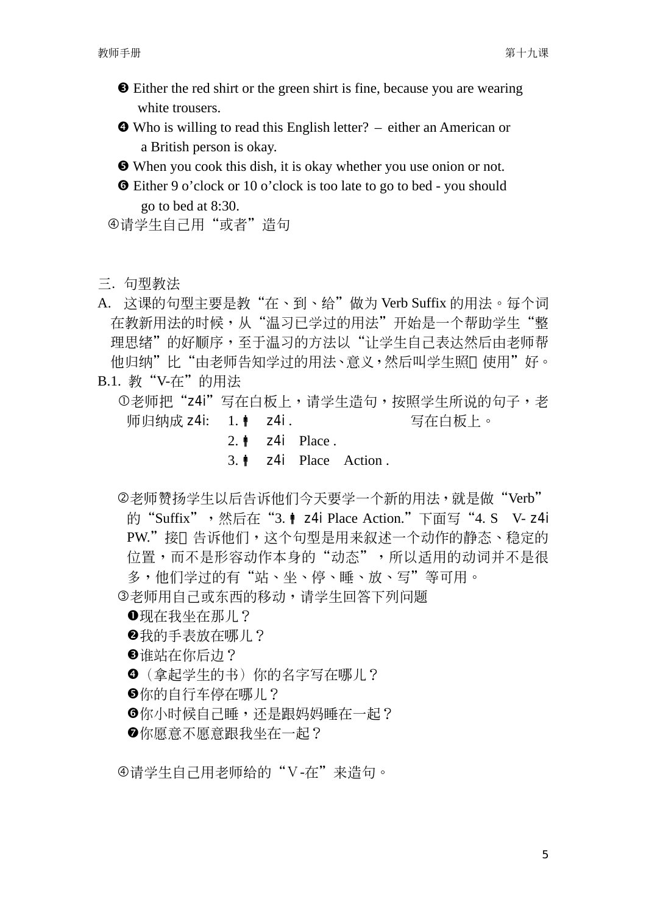❸ Either the red shirt or the green shirt is fine, because you are wearing white trousers.

❹ Who is willing to read this English letter? – either an American or a British person is okay.

❺ When you cook this dish, it is okay whether you use onion or not.

❻ Either 9 o'clock or 10 o'clock is too late to go to bed - you should go to bed at 8:30.

④请学生自己用“或者”造句

三. 句型教法

A. 这课的句型主要是教“在、到、给”做为 Verb Suffix 的用法。每个词在教新用法的时候，从“温习已学过的用法”开始是一个帮助学生“整理思绪”的好顺序，至于温习的方法以“让学生自己表达然后由老师帮他归纳”比“由老师告知学过的用法、意义，然后叫学生照 使用”好。

B.1. 教“V-在”的用法

①老师把“z4i”写在白板上，请学生造句，按照学生所说的句子，老师归纳成 z4i: 1. ⧫ z4i . 写在白板上。

2. ⧫ z4i Place .

3. ⧫ z4i Place Action .

②老师赞扬学生以后告诉他们今天要学一个新的用法，就是做“Verb”的“Suffix”，然后在“3. ⧫ z4i Place Action.”下面写“4. S V- z4i PW.”接 告诉他们，这个句型是用来叙述一个动作的静态、稳定的位置，而不是形容动作本身的“动态”，所以适用的动词并不是很多，他们学过的有“站、坐、停、睡、放、写”等可用。

③老师用自己或东西的移动，请学生回答下列问题

❶现在我坐在那儿？

❷我的手表放在哪儿？

❸谁站在你后边？

❹（拿起学生的书）你的名字写在哪儿？

❺你的自行车停在哪儿？

❻你小时候自己睡，还是跟妈妈睡在一起？

❼你愿意不愿意跟我坐在一起？

④请学生自己用老师给的“V-在”来造句。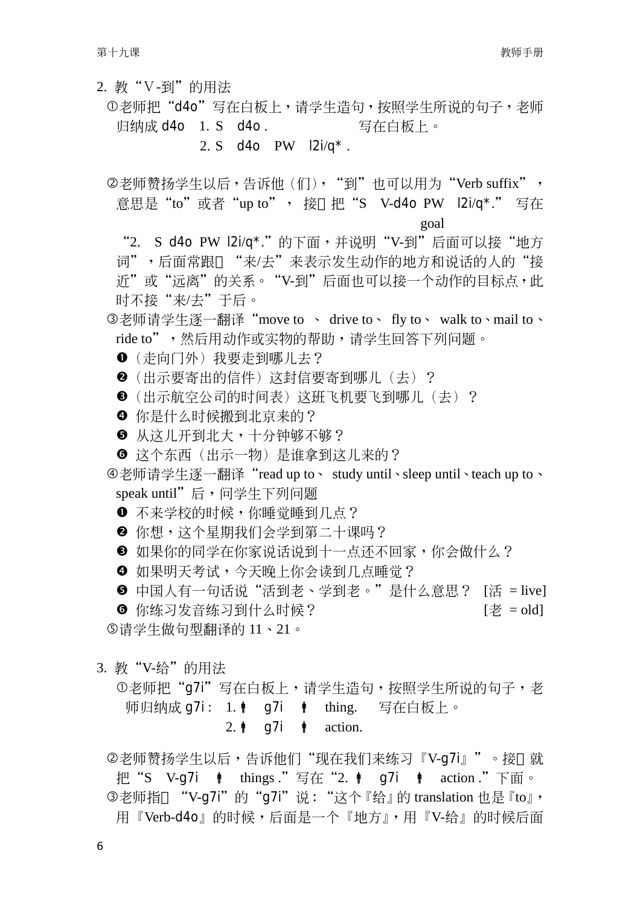2. 教“V-到”的用法

①老师把“d4o”写在白板上，请学生造句，按照学生所说的句子，老师归纳成 d4o　1. S　d4o .　　　　　写在白板上。

　　　　　　　　　　　2. S　d4o　PW　l2i/q* .

②老师赞扬学生以后，告诉他（们），“到”也可以用为“Verb suffix”，意思是“to”或者“up to”，接着把“S　V-d4o PW　l2i/q*.” 写在

　　　　　　　　　　　　　　　　　　　　　　　　goal

“2.　S d4o PW l2i/q*.”的下面，并说明“V-到”后面可以接“地方词”，后面常跟着“来/去”来表示发生动作的地方和说话的人的“接近”或“远离”的关系。“V-到”后面也可以接一个动作的目标点，此时不接“来/去”于后。

③老师请学生逐一翻译“move to 、 drive to、 fly to、 walk to、mail to、ride to”，然后用动作或实物的帮助，请学生回答下列问题。

❶（走向门外）我要走到哪儿去？
❷（出示要寄出的信件）这封信要寄到哪儿（去）？
❸（出示航空公司的时间表）这班飞机要飞到哪儿（去）？
❹ 你是什么时候搬到北京来的？
❺ 从这儿开到北大，十分钟够不够？
❻ 这个东西（出示一物）是谁拿到这儿来的？

④老师请学生逐一翻译“read up to、 study until、sleep until、teach up to、speak until”后，问学生下列问题

❶ 不来学校的时候，你睡觉睡到几点？
❷ 你想，这个星期我们会学到第二十课吗？
❸ 如果你的同学在你家说话说到十一点还不回家，你会做什么？
❹ 如果明天考试，今天晚上你会读到几点睡觉？
❺ 中国人有一句话说“活到老、学到老。”是什么意思？　[活 = live]
❻ 你练习发音练习到什么时候？　　　　　　　　　　[老 = old]

⑤请学生做句型翻译的 11、21。

3. 教“V-给”的用法

①老师把“g7i”写在白板上，请学生造句，按照学生所说的句子，老师归纳成 g7i :　1. 🯅　g7i　🯅　thing.　 写在白板上。

　　　　　　　　　2. 🯅　g7i　🯅　action.

②老师赞扬学生以后，告诉他们“现在我们来练习『V-g7i』”。接着就把“S　V-g7i　🯅　things .”写在“2. 🯅　g7i　🯅　action .”下面。

③老师指着“V-g7i”的“g7i”说：“这个『给』的 translation 也是『to』，用『Verb-d4o』的时候，后面是一个『地方』，用『V-给』的时候后面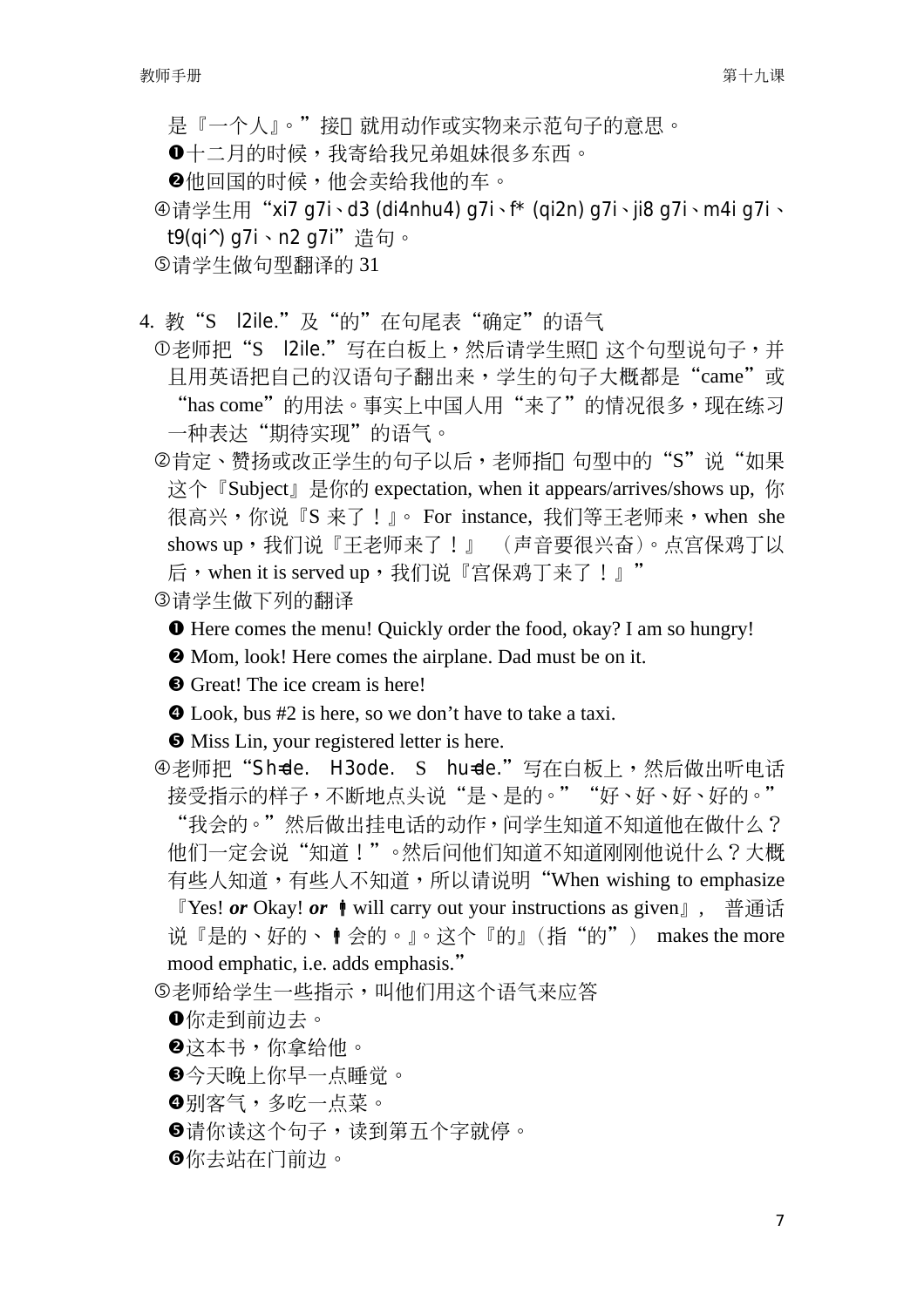是『一个人』。”接□就用动作或实物来示范句子的意思。

❶十二月的时候，我寄给我兄弟姐妹很多东西。

❷他回国的时候，他会卖给我他的车。

④请学生用“xi7 g7i、d3 (di4nhu4) g7i、f* (qi2n) g7i、ji8 g7i、m4i g7i、t9(qi^) g7i、n2 g7i”造句。

⑤请学生做句型翻译的 31

4. 教“S l2ile.”及“的”在句尾表“确定”的语气

①老师把“S l2ile.”写在白板上，然后请学生照□这个句型说句子，并且用英语把自己的汉语句子翻出来，学生的句子大概都是“came”或“has come”的用法。事实上中国人用“来了”的情况很多，现在练习一种表达“期待实现”的语气。

②肯定、赞扬或改正学生的句子以后，老师指□句型中的“S”说“如果这个『Subject』是你的 expectation, when it appears/arrives/shows up, 你很高兴，你说『S 来了！』。For instance, 我们等王老师来，when she shows up，我们说『王老师来了！』（声音要很兴奋）。点宫保鸡丁以后，when it is served up，我们说『宫保鸡丁来了！』”

③请学生做下列的翻译

❶ Here comes the menu! Quickly order the food, okay? I am so hungry!

❷ Mom, look! Here comes the airplane. Dad must be on it.

❸ Great! The ice cream is here!

❹ Look, bus #2 is here, so we don't have to take a taxi.

❺ Miss Lin, your registered letter is here.

④老师把“Sh=de. H3ode. S hu=de.”写在白板上，然后做出听电话接受指示的样子，不断地点头说“是、是的。”“好、好、好、好的。”“我会的。”然后做出挂电话的动作，问学生知道不知道他在做什么？他们一定会说“知道！”。然后问他们知道不知道刚刚他说什么？大概有些人知道，有些人不知道，所以请说明“When wishing to emphasize 『Yes! *or* Okay! *or* I will carry out your instructions as given』, 普通话说『是的、好的、I 会的。』。这个『的』(指“的”) makes the more mood emphatic, i.e. adds emphasis.”

⑤老师给学生一些指示，叫他们用这个语气来应答

❶你走到前边去。

❷这本书，你拿给他。

❸今天晚上你早一点睡觉。

❹别客气，多吃一点菜。

❺请你读这个句子，读到第五个字就停。

❻你去站在门前边。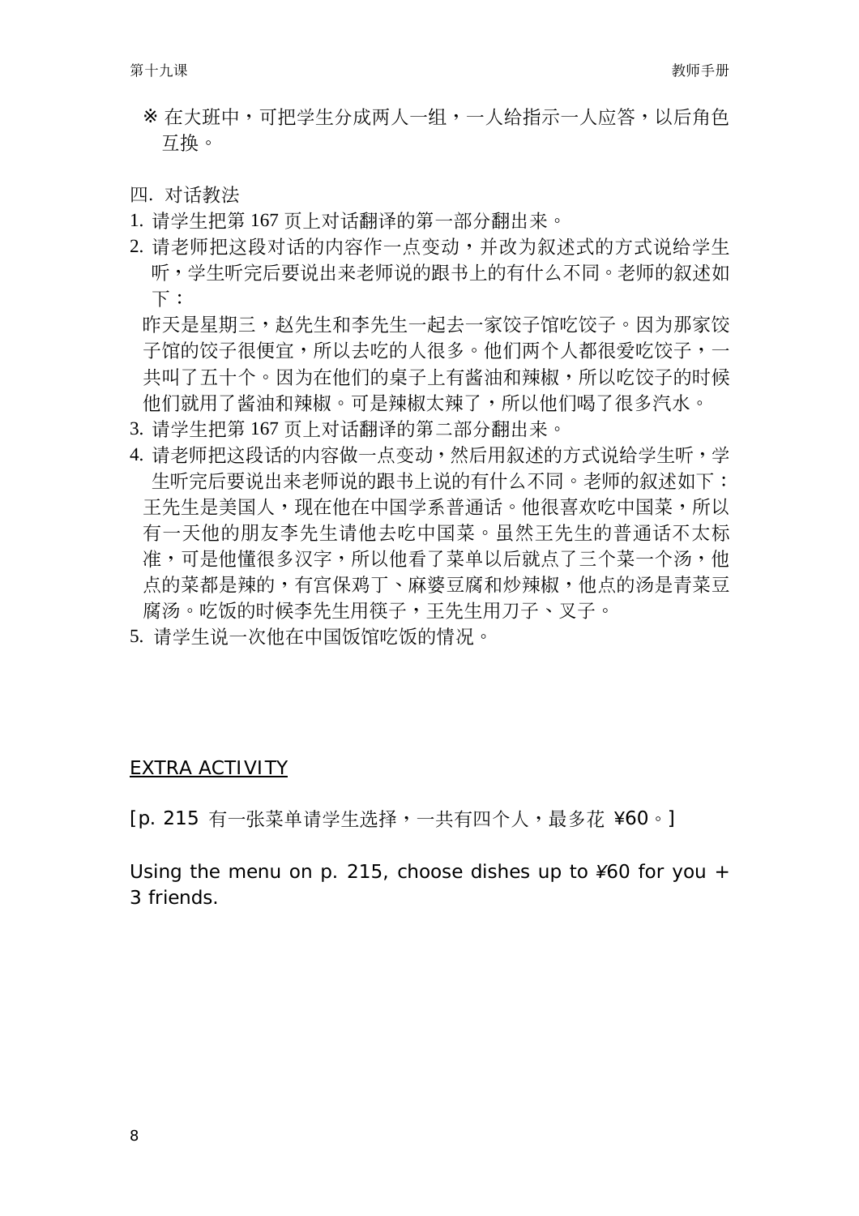※ 在大班中，可把学生分成两人一组，一人给指示一人应答，以后角色互换。

四. 对话教法

1. 请学生把第 167 页上对话翻译的第一部分翻出来。
2. 请老师把这段对话的内容作一点变动，并改为叙述式的方式说给学生听，学生听完后要说出来老师说的跟书上的有什么不同。老师的叙述如下：

   昨天是星期三，赵先生和李先生一起去一家饺子馆吃饺子。因为那家饺子馆的饺子很便宜，所以去吃的人很多。他们两个人都很爱吃饺子，一共叫了五十个。因为在他们的桌子上有酱油和辣椒，所以吃饺子的时候他们就用了酱油和辣椒。可是辣椒太辣了，所以他们喝了很多汽水。
3. 请学生把第 167 页上对话翻译的第二部分翻出来。
4. 请老师把这段话的内容做一点变动，然后用叙述的方式说给学生听，学生听完后要说出来老师说的跟书上说的有什么不同。老师的叙述如下：

   王先生是美国人，现在他在中国学系普通话。他很喜欢吃中国菜，所以有一天他的朋友李先生请他去吃中国菜。虽然王先生的普通话不太标准，可是他懂很多汉字，所以他看了菜单以后就点了三个菜一个汤，他点的菜都是辣的，有宫保鸡丁、麻婆豆腐和炒辣椒，他点的汤是青菜豆腐汤。吃饭的时候李先生用筷子，王先生用刀子、叉子。
5. 请学生说一次他在中国饭馆吃饭的情况。

<u>EXTRA ACTIVITY</u>

[p. 215 有一张菜单请学生选择，一共有四个人，最多花 ¥60。]

Using the menu on p. 215, choose dishes up to ¥60 for you + 3 friends.